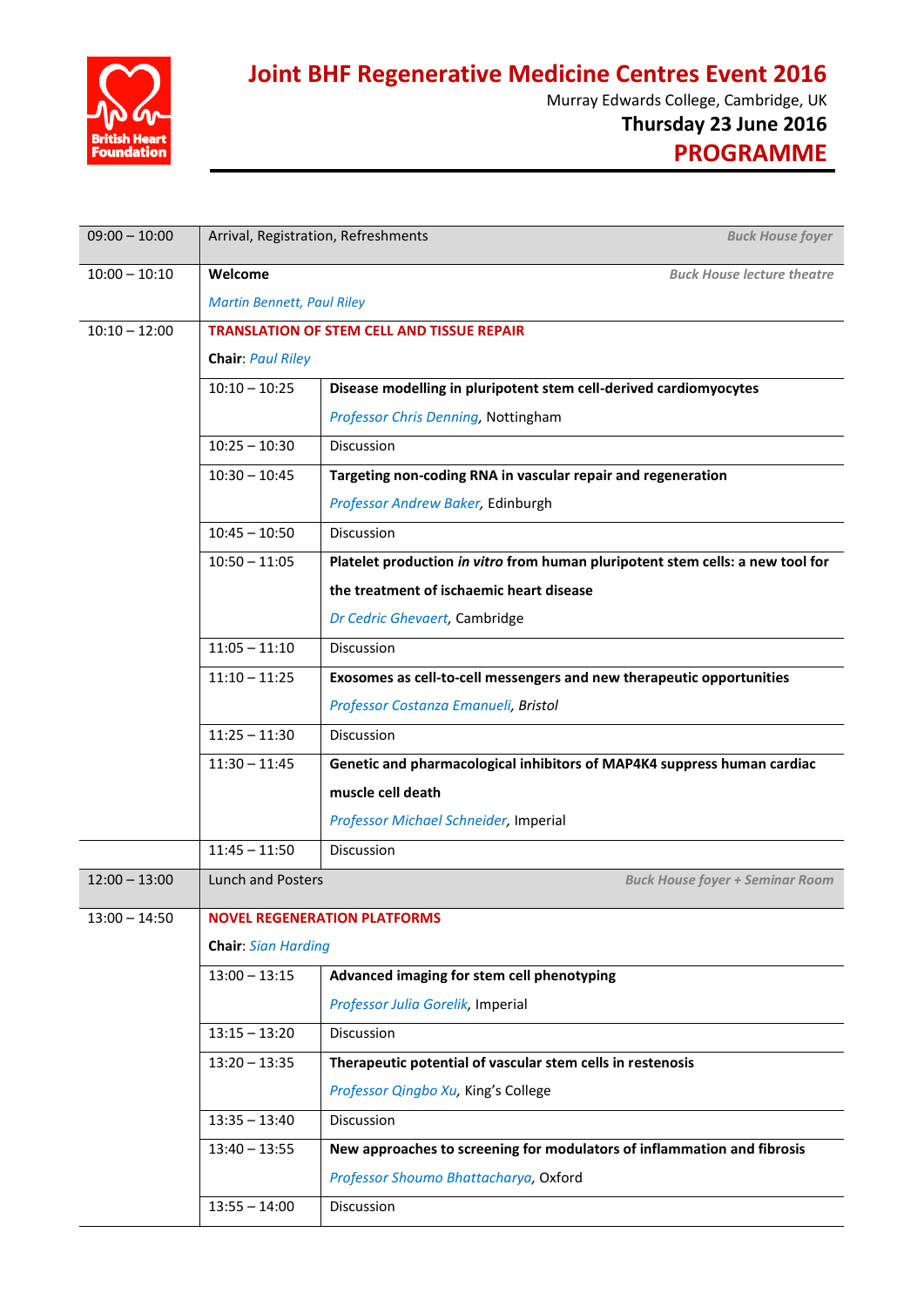British Heart Foundation

# Joint BHF Regenerative Medicine Centres Event 2016

Murray Edwards College, Cambridge, UK

**Thursday 23 June 2016**

## PROGRAMME

| | | | |
|---|---|---|---|
| 09:00 – 10:00 | Arrival, Registration, Refreshments | | *Buck House foyer* |
| 10:00 – 10:10 | **Welcome**<br>*Martin Bennett, Paul Riley* | | *Buck House lecture theatre* |
| 10:10 – 12:00 | **TRANSLATION OF STEM CELL AND TISSUE REPAIR**<br>**Chair**: *Paul Riley* | | |
| | 10:10 – 10:25 | **Disease modelling in pluripotent stem cell-derived cardiomyocytes**<br>*Professor Chris Denning*, Nottingham | |
| | 10:25 – 10:30 | Discussion | |
| | 10:30 – 10:45 | **Targeting non-coding RNA in vascular repair and regeneration**<br>*Professor Andrew Baker*, Edinburgh | |
| | 10:45 – 10:50 | Discussion | |
| | 10:50 – 11:05 | **Platelet production *in vitro* from human pluripotent stem cells: a new tool for the treatment of ischaemic heart disease**<br>*Dr Cedric Ghevaert*, Cambridge | |
| | 11:05 – 11:10 | Discussion | |
| | 11:10 – 11:25 | **Exosomes as cell-to-cell messengers and new therapeutic opportunities**<br>*Professor Costanza Emanueli, Bristol* | |
| | 11:25 – 11:30 | Discussion | |
| | 11:30 – 11:45 | **Genetic and pharmacological inhibitors of MAP4K4 suppress human cardiac muscle cell death**<br>*Professor Michael Schneider*, Imperial | |
| | 11:45 – 11:50 | Discussion | |
| 12:00 – 13:00 | Lunch and Posters | | *Buck House foyer + Seminar Room* |
| 13:00 – 14:50 | **NOVEL REGENERATION PLATFORMS**<br>**Chair**: *Sian Harding* | | |
| | 13:00 – 13:15 | **Advanced imaging for stem cell phenotyping**<br>*Professor Julia Gorelik*, Imperial | |
| | 13:15 – 13:20 | Discussion | |
| | 13:20 – 13:35 | **Therapeutic potential of vascular stem cells in restenosis**<br>*Professor Qingbo Xu*, King's College | |
| | 13:35 – 13:40 | Discussion | |
| | 13:40 – 13:55 | **New approaches to screening for modulators of inflammation and fibrosis**<br>*Professor Shoumo Bhattacharya*, Oxford | |
| | 13:55 – 14:00 | Discussion | |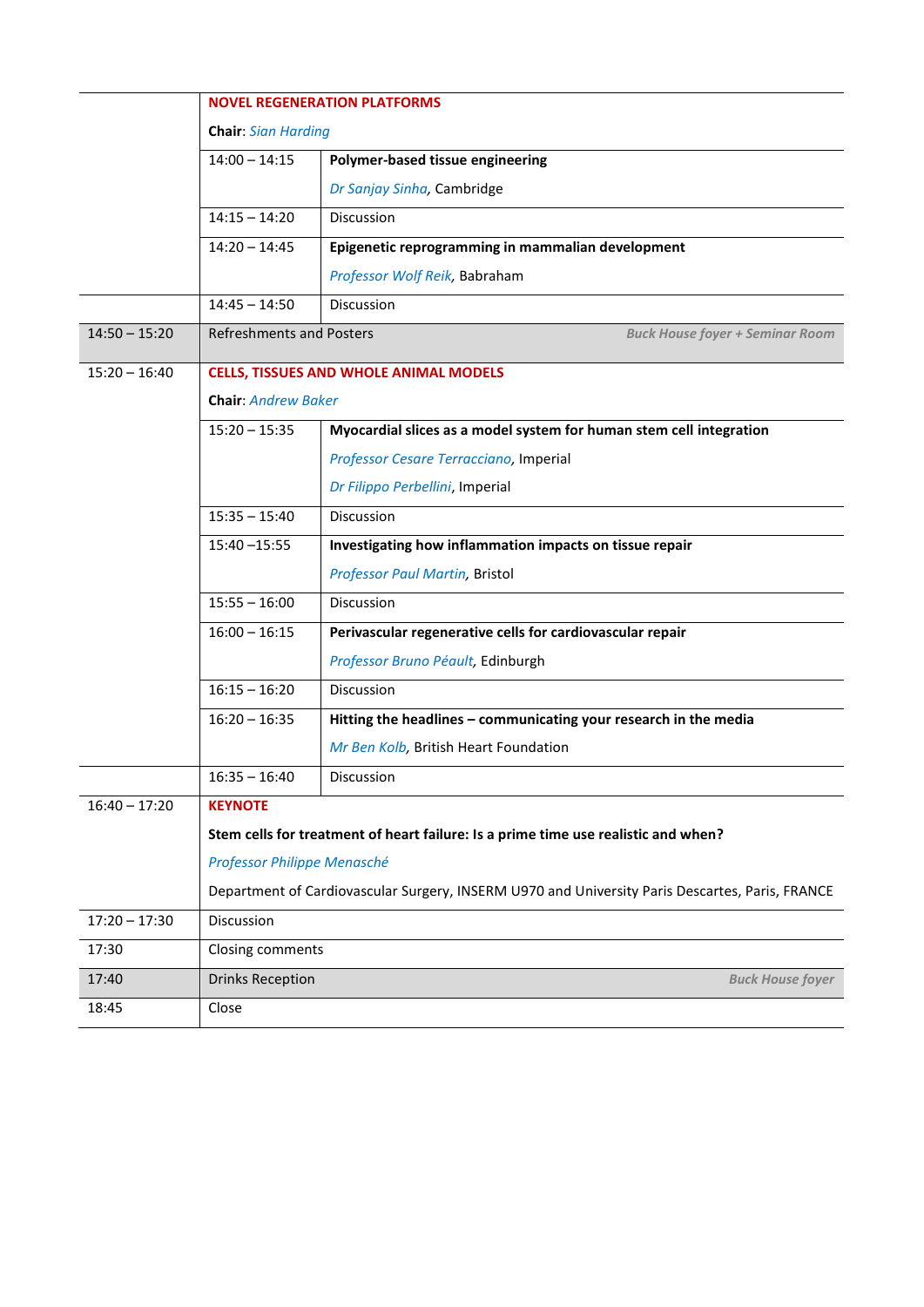| | | |
|---|---|---|
| | **NOVEL REGENERATION PLATFORMS** | |
| | **Chair**: *Sian Harding* | |
| | 14:00 – 14:15 | **Polymer-based tissue engineering**<br>*Dr Sanjay Sinha*, Cambridge |
| | 14:15 – 14:20 | Discussion |
| | 14:20 – 14:45 | **Epigenetic reprogramming in mammalian development**<br>*Professor Wolf Reik*, Babraham |
| | 14:45 – 14:50 | Discussion |
| 14:50 – 15:20 | Refreshments and Posters | ***Buck House foyer + Seminar Room*** |
| 15:20 – 16:40 | **CELLS, TISSUES AND WHOLE ANIMAL MODELS** | |
| | **Chair**: *Andrew Baker* | |
| | 15:20 – 15:35 | **Myocardial slices as a model system for human stem cell integration**<br>*Professor Cesare Terracciano*, Imperial<br>*Dr Filippo Perbellini*, Imperial |
| | 15:35 – 15:40 | Discussion |
| | 15:40 –15:55 | **Investigating how inflammation impacts on tissue repair**<br>*Professor Paul Martin*, Bristol |
| | 15:55 – 16:00 | Discussion |
| | 16:00 – 16:15 | **Perivascular regenerative cells for cardiovascular repair**<br>*Professor Bruno Péault*, Edinburgh |
| | 16:15 – 16:20 | Discussion |
| | 16:20 – 16:35 | **Hitting the headlines – communicating your research in the media**<br>*Mr Ben Kolb*, British Heart Foundation |
| | 16:35 – 16:40 | Discussion |
| 16:40 – 17:20 | **KEYNOTE**<br>**Stem cells for treatment of heart failure: Is a prime time use realistic and when?**<br>*Professor Philippe Menasché*<br>Department of Cardiovascular Surgery, INSERM U970 and University Paris Descartes, Paris, FRANCE | |
| 17:20 – 17:30 | Discussion | |
| 17:30 | Closing comments | |
| 17:40 | Drinks Reception | ***Buck House foyer*** |
| 18:45 | Close | |